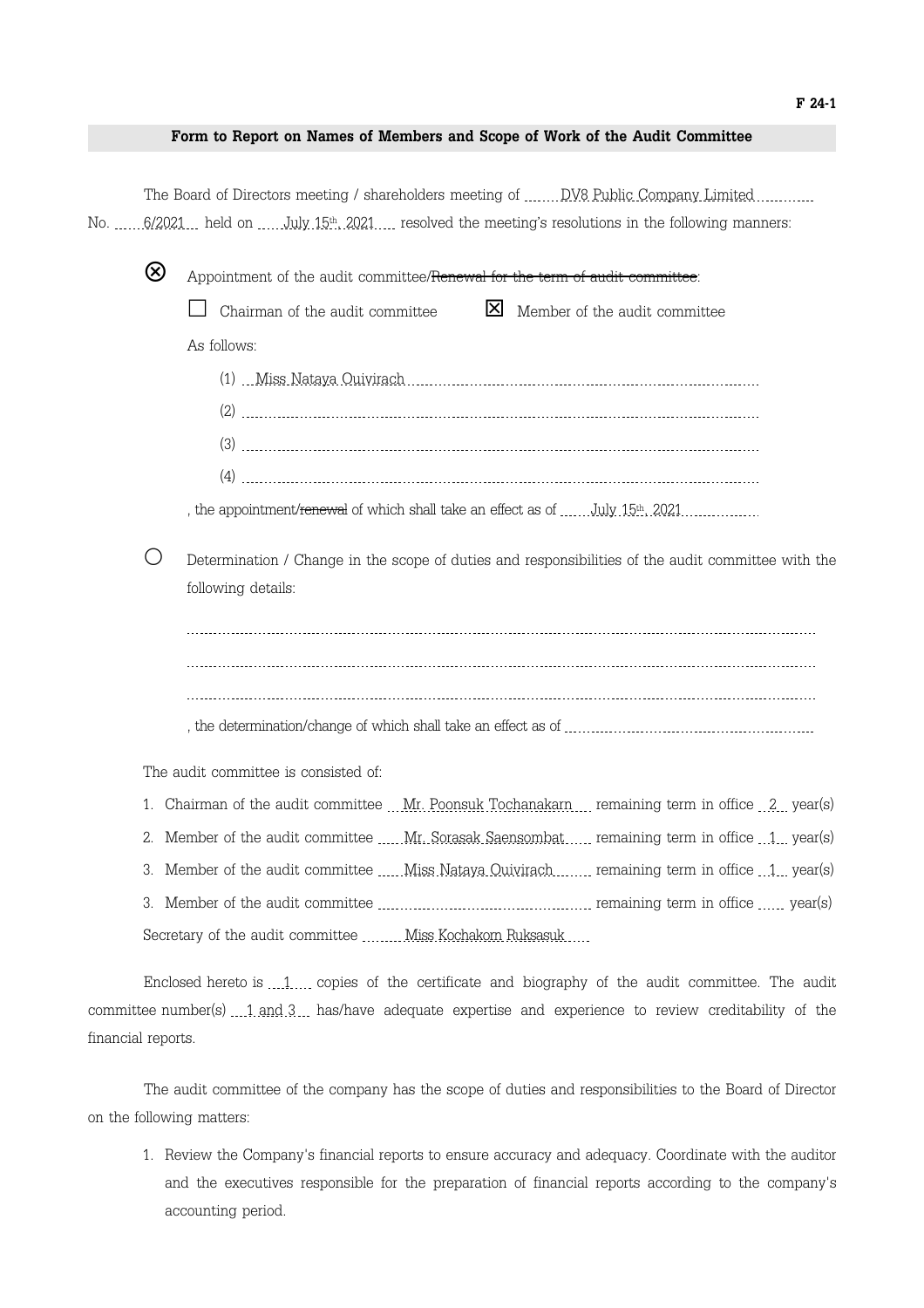F 24-1

## Form to Report on Names of Members and Scope of Work of the Audit Committee

The Board of Directors meeting / shareholders meeting of DV8 Public Company Limited No. 6/2021 held on July 15th, 2021 resolved the meeting's resolutions in the following manners:

⊗ Appointment of the audit committee/~~Renewal for the term of audit committee~~:

☐ Chairman of the audit committee ☒ Member of the audit committee

As follows:

(1) Miss Nataya Ouivirach

(2)

(3)

(4)

, the appointment/~~renewal~~ of which shall take an effect as of July 15th, 2021

○ Determination / Change in the scope of duties and responsibilities of the audit committee with the following details:

, the determination/change of which shall take an effect as of

The audit committee is consisted of:

1. Chairman of the audit committee Mr. Poonsuk Tochanakarn remaining term in office 2 year(s)
2. Member of the audit committee Mr. Sorasak Saensombat remaining term in office 1 year(s)
3. Member of the audit committee Miss Nataya Ouivirach remaining term in office 1 year(s)
3. Member of the audit committee remaining term in office year(s)

Secretary of the audit committee Miss Kochakorn Ruksasuk

Enclosed hereto is 1 copies of the certificate and biography of the audit committee. The audit committee number(s) 1 and 3 has/have adequate expertise and experience to review creditability of the financial reports.

The audit committee of the company has the scope of duties and responsibilities to the Board of Director on the following matters:

1. Review the Company's financial reports to ensure accuracy and adequacy. Coordinate with the auditor and the executives responsible for the preparation of financial reports according to the company's accounting period.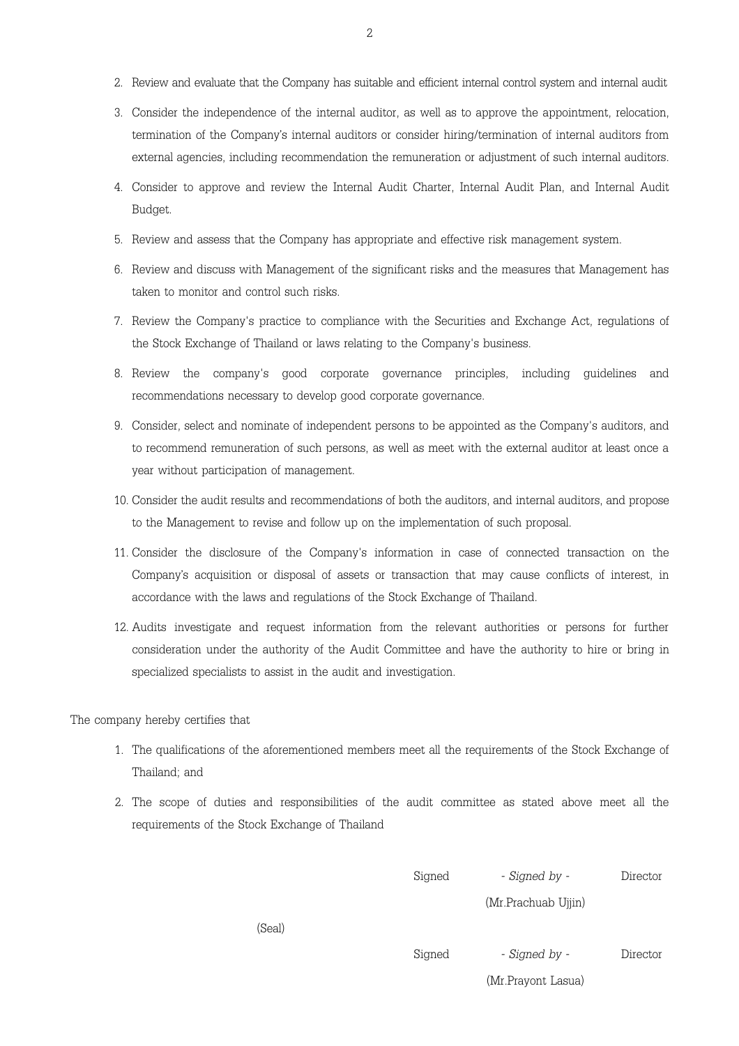2. Review and evaluate that the Company has suitable and efficient internal control system and internal audit

3. Consider the independence of the internal auditor, as well as to approve the appointment, relocation, termination of the Company's internal auditors or consider hiring/termination of internal auditors from external agencies, including recommendation the remuneration or adjustment of such internal auditors.

4. Consider to approve and review the Internal Audit Charter, Internal Audit Plan, and Internal Audit Budget.

5. Review and assess that the Company has appropriate and effective risk management system.

6. Review and discuss with Management of the significant risks and the measures that Management has taken to monitor and control such risks.

7. Review the Company's practice to compliance with the Securities and Exchange Act, regulations of the Stock Exchange of Thailand or laws relating to the Company's business.

8. Review the company's good corporate governance principles, including guidelines and recommendations necessary to develop good corporate governance.

9. Consider, select and nominate of independent persons to be appointed as the Company's auditors, and to recommend remuneration of such persons, as well as meet with the external auditor at least once a year without participation of management.

10. Consider the audit results and recommendations of both the auditors, and internal auditors, and propose to the Management to revise and follow up on the implementation of such proposal.

11. Consider the disclosure of the Company's information in case of connected transaction on the Company's acquisition or disposal of assets or transaction that may cause conflicts of interest, in accordance with the laws and regulations of the Stock Exchange of Thailand.

12. Audits investigate and request information from the relevant authorities or persons for further consideration under the authority of the Audit Committee and have the authority to hire or bring in specialized specialists to assist in the audit and investigation.

The company hereby certifies that

1. The qualifications of the aforementioned members meet all the requirements of the Stock Exchange of Thailand; and

2. The scope of duties and responsibilities of the audit committee as stated above meet all the requirements of the Stock Exchange of Thailand

Signed - *Signed by* - Director

(Mr.Prachuab Ujjin)

(Seal)

Signed - *Signed by* - Director

(Mr.Prayont Lasua)